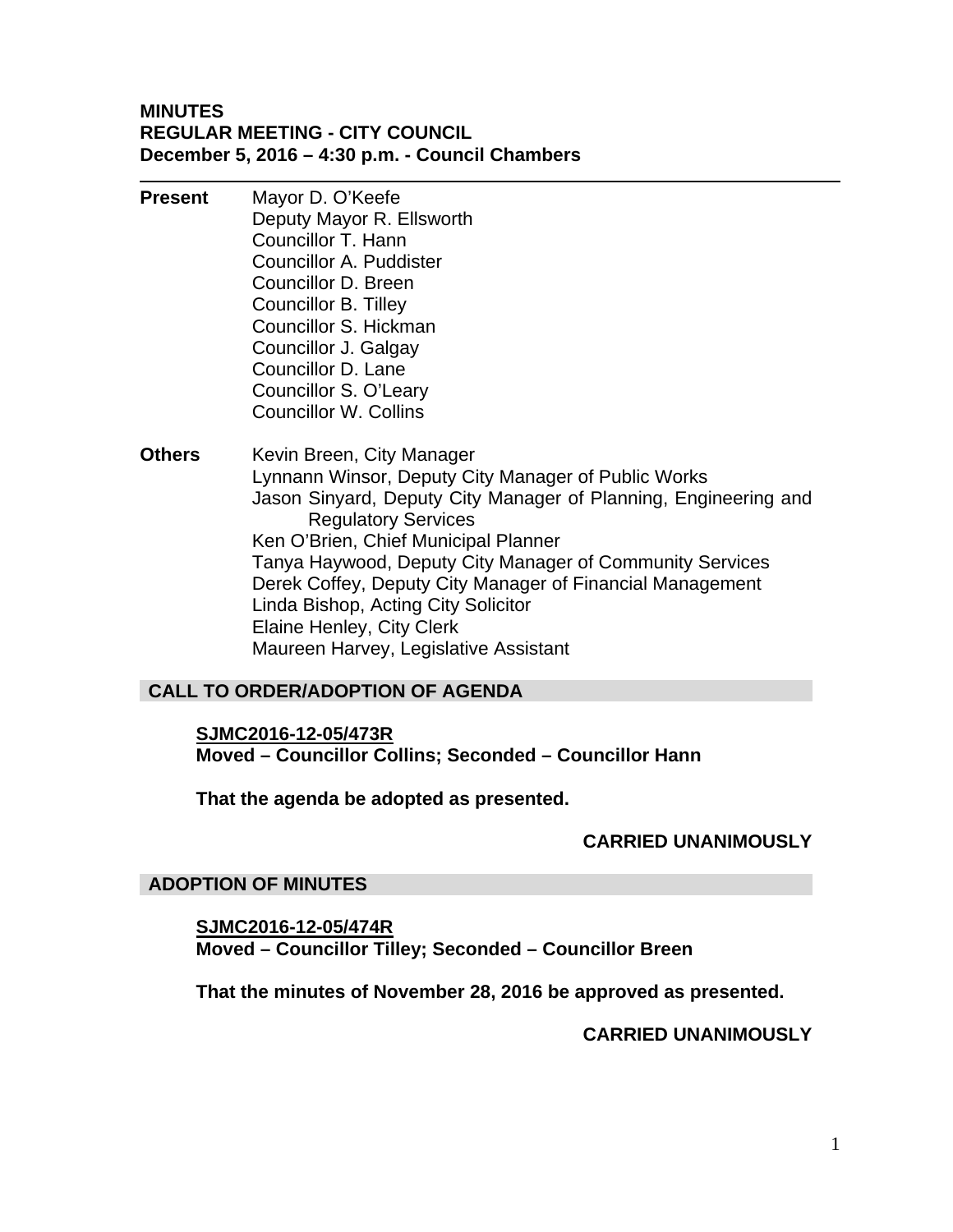**MINUTES**
**REGULAR MEETING - CITY COUNCIL**
**December 5, 2016 – 4:30 p.m. - Council Chambers**

---

**Present**

Mayor D. O'Keefe
Deputy Mayor R. Ellsworth
Councillor T. Hann
Councillor A. Puddister
Councillor D. Breen
Councillor B. Tilley
Councillor S. Hickman
Councillor J. Galgay
Councillor D. Lane
Councillor S. O'Leary
Councillor W. Collins

**Others**

Kevin Breen, City Manager
Lynnann Winsor, Deputy City Manager of Public Works
Jason Sinyard, Deputy City Manager of Planning, Engineering and Regulatory Services
Ken O'Brien, Chief Municipal Planner
Tanya Haywood, Deputy City Manager of Community Services
Derek Coffey, Deputy City Manager of Financial Management
Linda Bishop, Acting City Solicitor
Elaine Henley, City Clerk
Maureen Harvey, Legislative Assistant

## CALL TO ORDER/ADOPTION OF AGENDA

**SJMC2016-12-05/473R**
**Moved – Councillor Collins; Seconded – Councillor Hann**

**That the agenda be adopted as presented.**

**CARRIED UNANIMOUSLY**

## ADOPTION OF MINUTES

**SJMC2016-12-05/474R**
**Moved – Councillor Tilley; Seconded – Councillor Breen**

**That the minutes of November 28, 2016 be approved as presented.**

**CARRIED UNANIMOUSLY**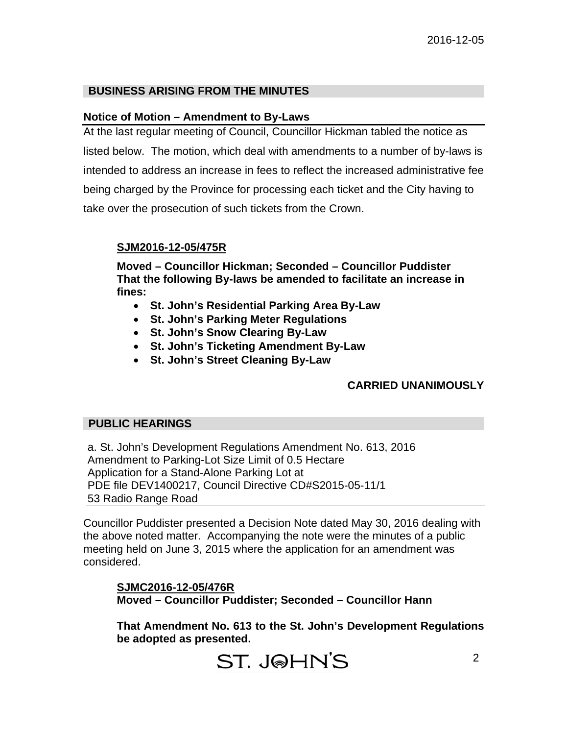## BUSINESS ARISING FROM THE MINUTES

### Notice of Motion – Amendment to By-Laws

At the last regular meeting of Council, Councillor Hickman tabled the notice as listed below. The motion, which deal with amendments to a number of by-laws is intended to address an increase in fees to reflect the increased administrative fee being charged by the Province for processing each ticket and the City having to take over the prosecution of such tickets from the Crown.

**SJM2016-12-05/475R**

**Moved – Councillor Hickman; Seconded – Councillor Puddister**
**That the following By-laws be amended to facilitate an increase in fines:**

- **St. John's Residential Parking Area By-Law**
- **St. John's Parking Meter Regulations**
- **St. John's Snow Clearing By-Law**
- **St. John's Ticketing Amendment By-Law**
- **St. John's Street Cleaning By-Law**

**CARRIED UNANIMOUSLY**

## PUBLIC HEARINGS

a. St. John's Development Regulations Amendment No. 613, 2016
Amendment to Parking-Lot Size Limit of 0.5 Hectare
Application for a Stand-Alone Parking Lot at
PDE file DEV1400217, Council Directive CD#S2015-05-11/1
53 Radio Range Road

Councillor Puddister presented a Decision Note dated May 30, 2016 dealing with the above noted matter. Accompanying the note were the minutes of a public meeting held on June 3, 2015 where the application for an amendment was considered.

**SJMC2016-12-05/476R**
**Moved – Councillor Puddister; Seconded – Councillor Hann**

**That Amendment No. 613 to the St. John's Development Regulations be adopted as presented.**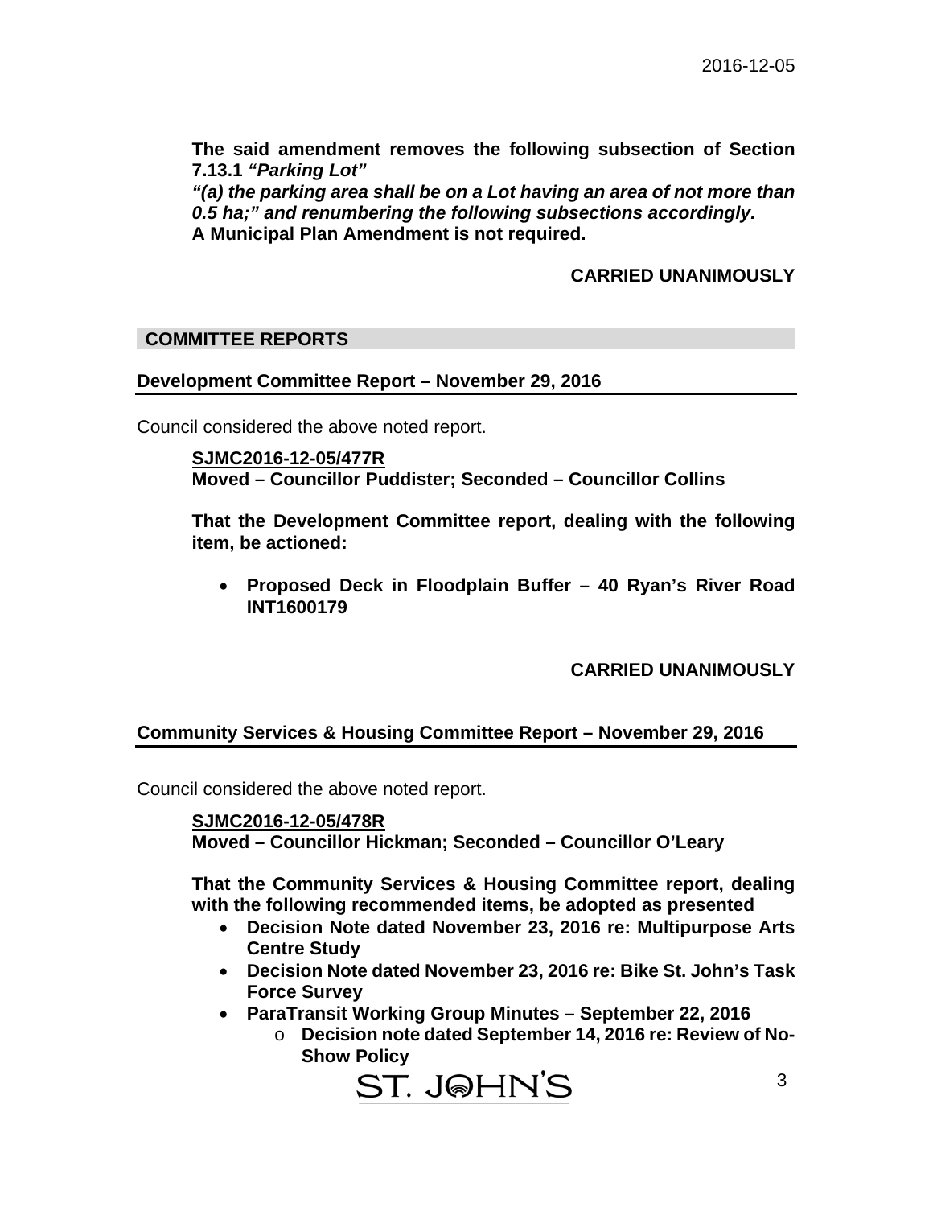**The said amendment removes the following subsection of Section 7.13.1 *"Parking Lot"***
***"(a) the parking area shall be on a Lot having an area of not more than 0.5 ha;" and renumbering the following subsections accordingly.***
**A Municipal Plan Amendment is not required.**

**CARRIED UNANIMOUSLY**

## COMMITTEE REPORTS

### Development Committee Report – November 29, 2016

Council considered the above noted report.

**SJMC2016-12-05/477R**
**Moved – Councillor Puddister; Seconded – Councillor Collins**

**That the Development Committee report, dealing with the following item, be actioned:**

- **Proposed Deck in Floodplain Buffer – 40 Ryan's River Road INT1600179**

**CARRIED UNANIMOUSLY**

### Community Services & Housing Committee Report – November 29, 2016

Council considered the above noted report.

**SJMC2016-12-05/478R**
**Moved – Councillor Hickman; Seconded – Councillor O'Leary**

**That the Community Services & Housing Committee report, dealing with the following recommended items, be adopted as presented**

- **Decision Note dated November 23, 2016 re: Multipurpose Arts Centre Study**
- **Decision Note dated November 23, 2016 re: Bike St. John's Task Force Survey**
- **ParaTransit Working Group Minutes – September 22, 2016**
  - **Decision note dated September 14, 2016 re: Review of No-Show Policy**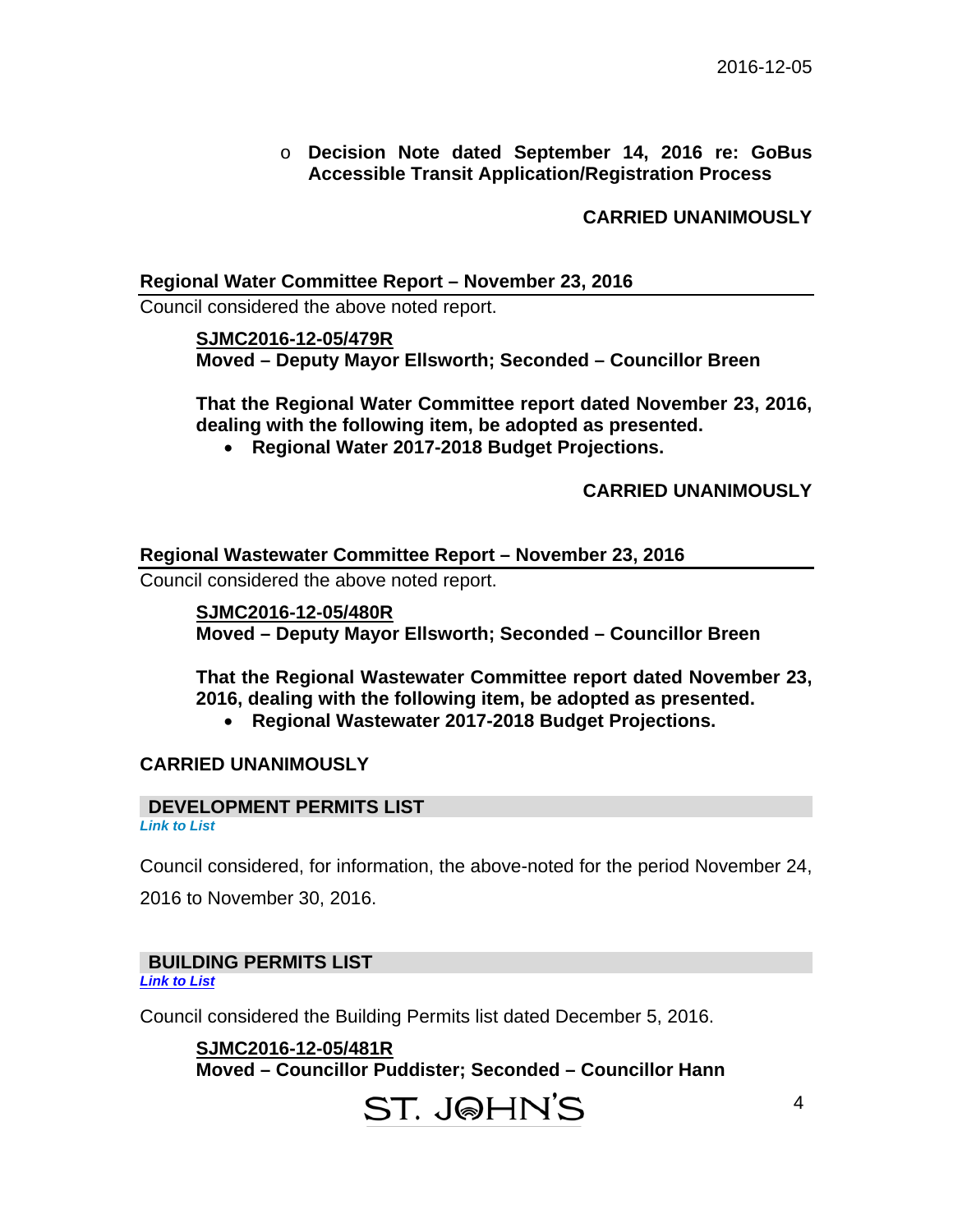- **Decision Note dated September 14, 2016 re: GoBus Accessible Transit Application/Registration Process**

**CARRIED UNANIMOUSLY**

## Regional Water Committee Report – November 23, 2016

Council considered the above noted report.

**SJMC2016-12-05/479R**
**Moved – Deputy Mayor Ellsworth; Seconded – Councillor Breen**

**That the Regional Water Committee report dated November 23, 2016, dealing with the following item, be adopted as presented.**

- **Regional Water 2017-2018 Budget Projections.**

**CARRIED UNANIMOUSLY**

## Regional Wastewater Committee Report – November 23, 2016

Council considered the above noted report.

**SJMC2016-12-05/480R**
**Moved – Deputy Mayor Ellsworth; Seconded – Councillor Breen**

**That the Regional Wastewater Committee report dated November 23, 2016, dealing with the following item, be adopted as presented.**

- **Regional Wastewater 2017-2018 Budget Projections.**

**CARRIED UNANIMOUSLY**

## DEVELOPMENT PERMITS LIST

*Link to List*

Council considered, for information, the above-noted for the period November 24, 2016 to November 30, 2016.

## BUILDING PERMITS LIST

*Link to List*

Council considered the Building Permits list dated December 5, 2016.

**SJMC2016-12-05/481R**
**Moved – Councillor Puddister; Seconded – Councillor Hann**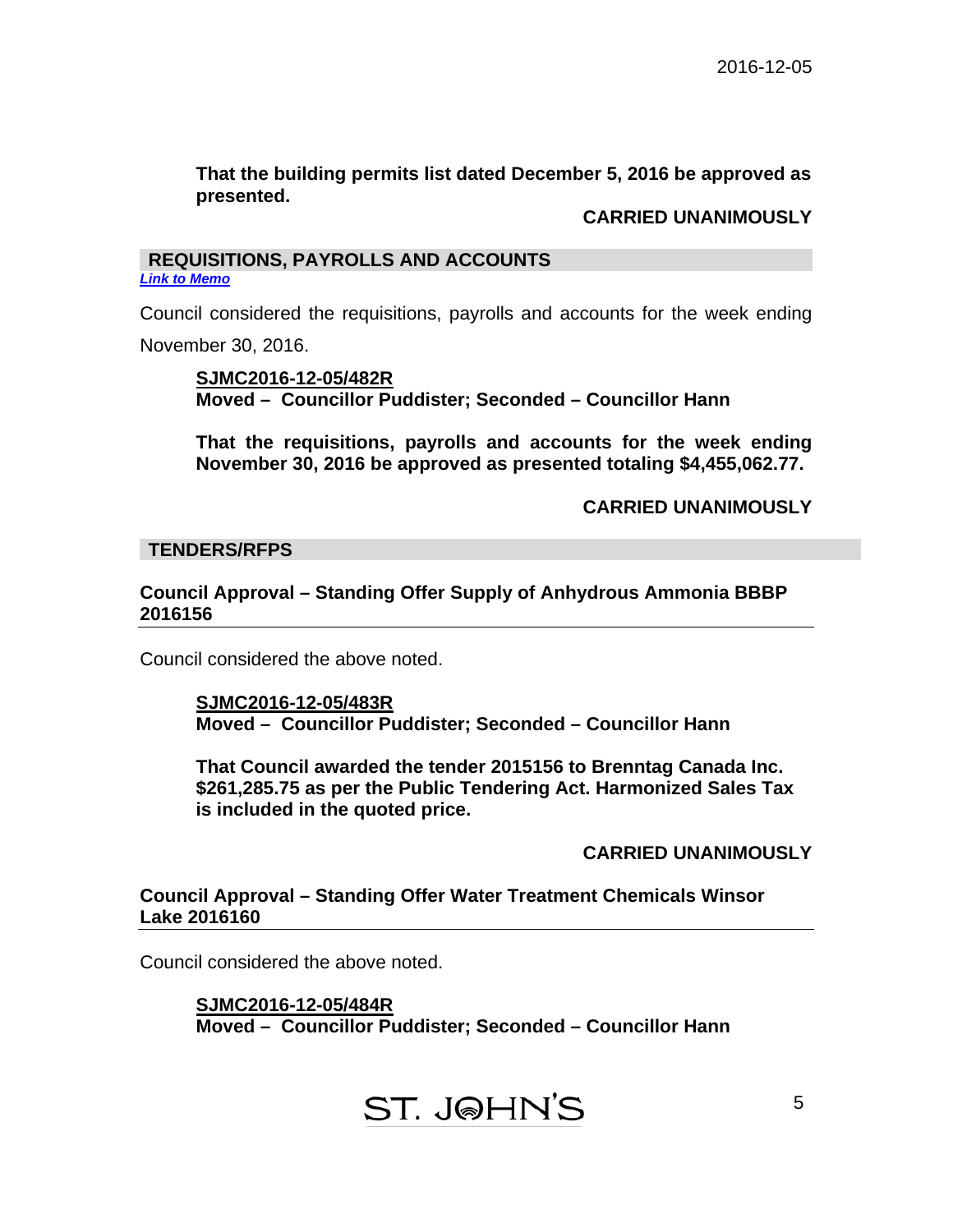**That the building permits list dated December 5, 2016 be approved as presented.**

**CARRIED UNANIMOUSLY**

## REQUISITIONS, PAYROLLS AND ACCOUNTS

***Link to Memo***

Council considered the requisitions, payrolls and accounts for the week ending November 30, 2016.

**SJMC2016-12-05/482R**
**Moved – Councillor Puddister; Seconded – Councillor Hann**

**That the requisitions, payrolls and accounts for the week ending November 30, 2016 be approved as presented totaling $4,455,062.77.**

**CARRIED UNANIMOUSLY**

## TENDERS/RFPS

### Council Approval – Standing Offer Supply of Anhydrous Ammonia BBBP 2016156

Council considered the above noted.

**SJMC2016-12-05/483R**
**Moved – Councillor Puddister; Seconded – Councillor Hann**

**That Council awarded the tender 2015156 to Brenntag Canada Inc. $261,285.75 as per the Public Tendering Act. Harmonized Sales Tax is included in the quoted price.**

**CARRIED UNANIMOUSLY**

### Council Approval – Standing Offer Water Treatment Chemicals Winsor Lake 2016160

Council considered the above noted.

**SJMC2016-12-05/484R**
**Moved – Councillor Puddister; Seconded – Councillor Hann**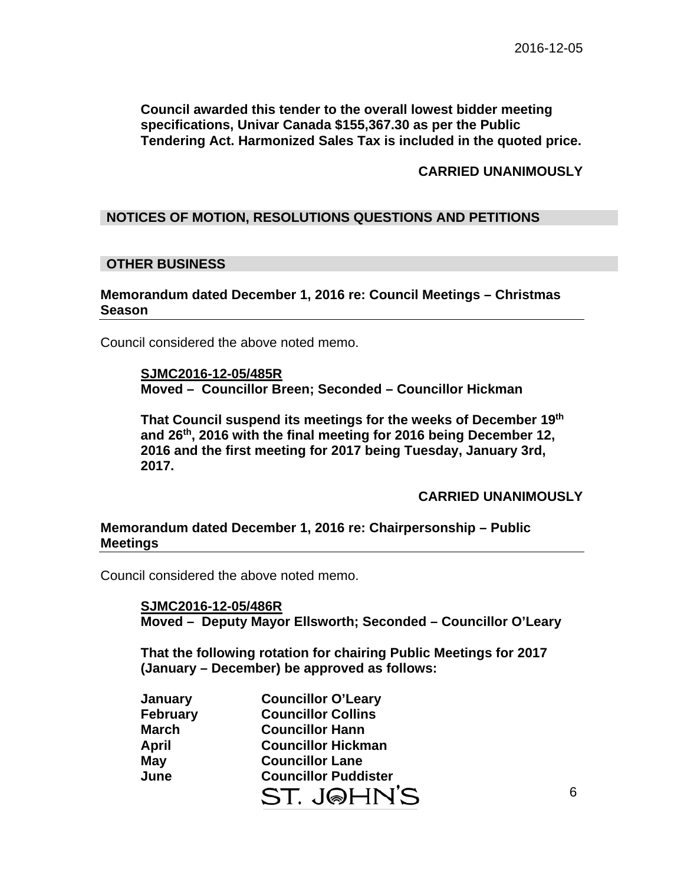**Council awarded this tender to the overall lowest bidder meeting specifications, Univar Canada $155,367.30 as per the Public Tendering Act. Harmonized Sales Tax is included in the quoted price.**

**CARRIED UNANIMOUSLY**

## NOTICES OF MOTION, RESOLUTIONS QUESTIONS AND PETITIONS

## OTHER BUSINESS

### Memorandum dated December 1, 2016 re: Council Meetings – Christmas Season

Council considered the above noted memo.

**SJMC2016-12-05/485R**
**Moved – Councillor Breen; Seconded – Councillor Hickman**

**That Council suspend its meetings for the weeks of December 19th and 26th, 2016 with the final meeting for 2016 being December 12, 2016 and the first meeting for 2017 being Tuesday, January 3rd, 2017.**

**CARRIED UNANIMOUSLY**

### Memorandum dated December 1, 2016 re: Chairpersonship – Public Meetings

Council considered the above noted memo.

**SJMC2016-12-05/486R**
**Moved – Deputy Mayor Ellsworth; Seconded – Councillor O'Leary**

**That the following rotation for chairing Public Meetings for 2017 (January – December) be approved as follows:**

| | |
|---|---|
| **January** | **Councillor O'Leary** |
| **February** | **Councillor Collins** |
| **March** | **Councillor Hann** |
| **April** | **Councillor Hickman** |
| **May** | **Councillor Lane** |
| **June** | **Councillor Puddister** |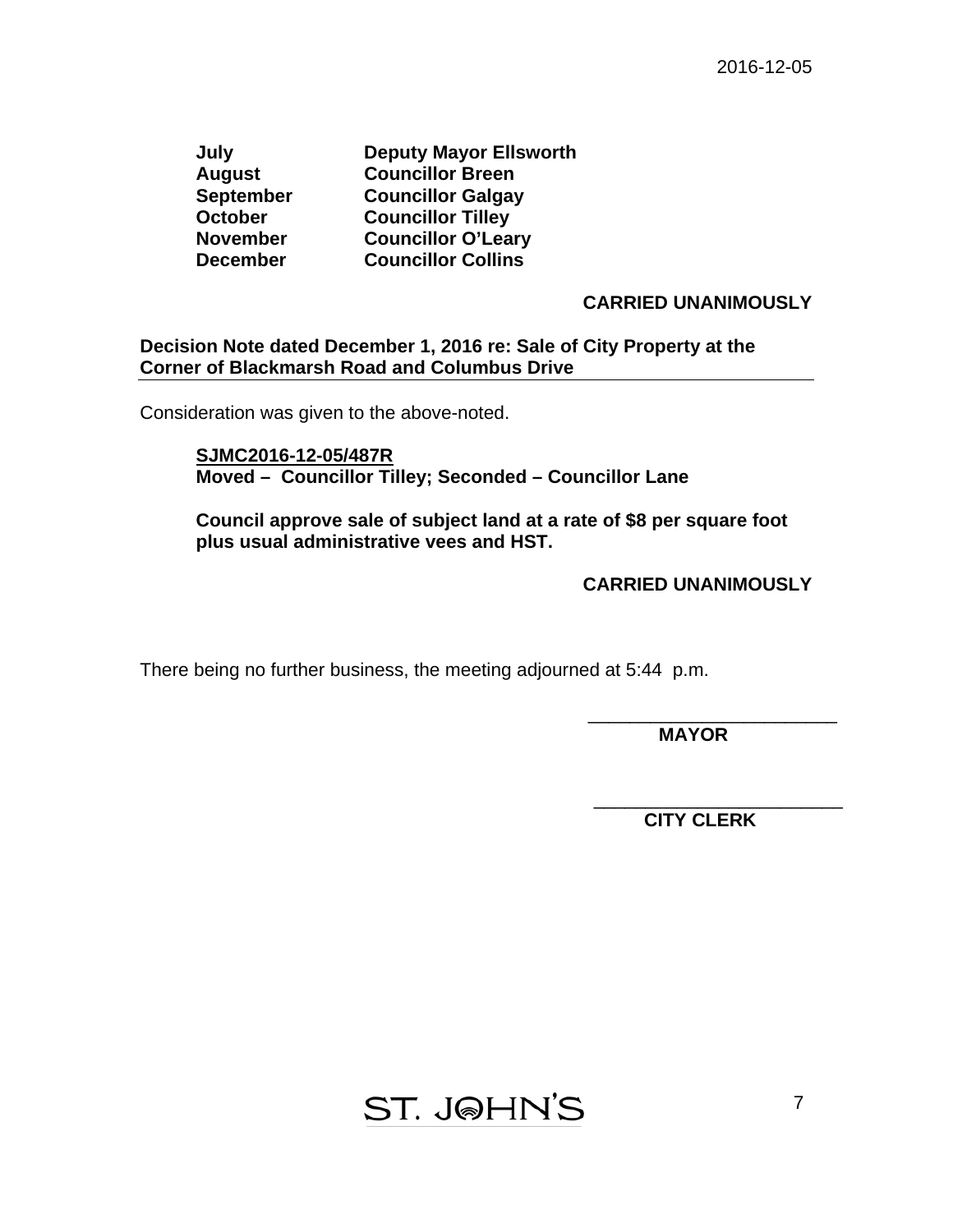| | |
|---|---|
| **July** | **Deputy Mayor Ellsworth** |
| **August** | **Councillor Breen** |
| **September** | **Councillor Galgay** |
| **October** | **Councillor Tilley** |
| **November** | **Councillor O'Leary** |
| **December** | **Councillor Collins** |

**CARRIED UNANIMOUSLY**

**Decision Note dated December 1, 2016 re: Sale of City Property at the Corner of Blackmarsh Road and Columbus Drive**

Consideration was given to the above-noted.

**SJMC2016-12-05/487R**
**Moved – Councillor Tilley; Seconded – Councillor Lane**

**Council approve sale of subject land at a rate of $8 per square foot plus usual administrative vees and HST.**

**CARRIED UNANIMOUSLY**

There being no further business, the meeting adjourned at 5:44 p.m.

\_\_\_\_\_\_\_\_\_\_\_\_\_\_\_\_\_\_\_\_\_\_\_\_
**MAYOR**

\_\_\_\_\_\_\_\_\_\_\_\_\_\_\_\_\_\_\_\_\_\_\_\_
**CITY CLERK**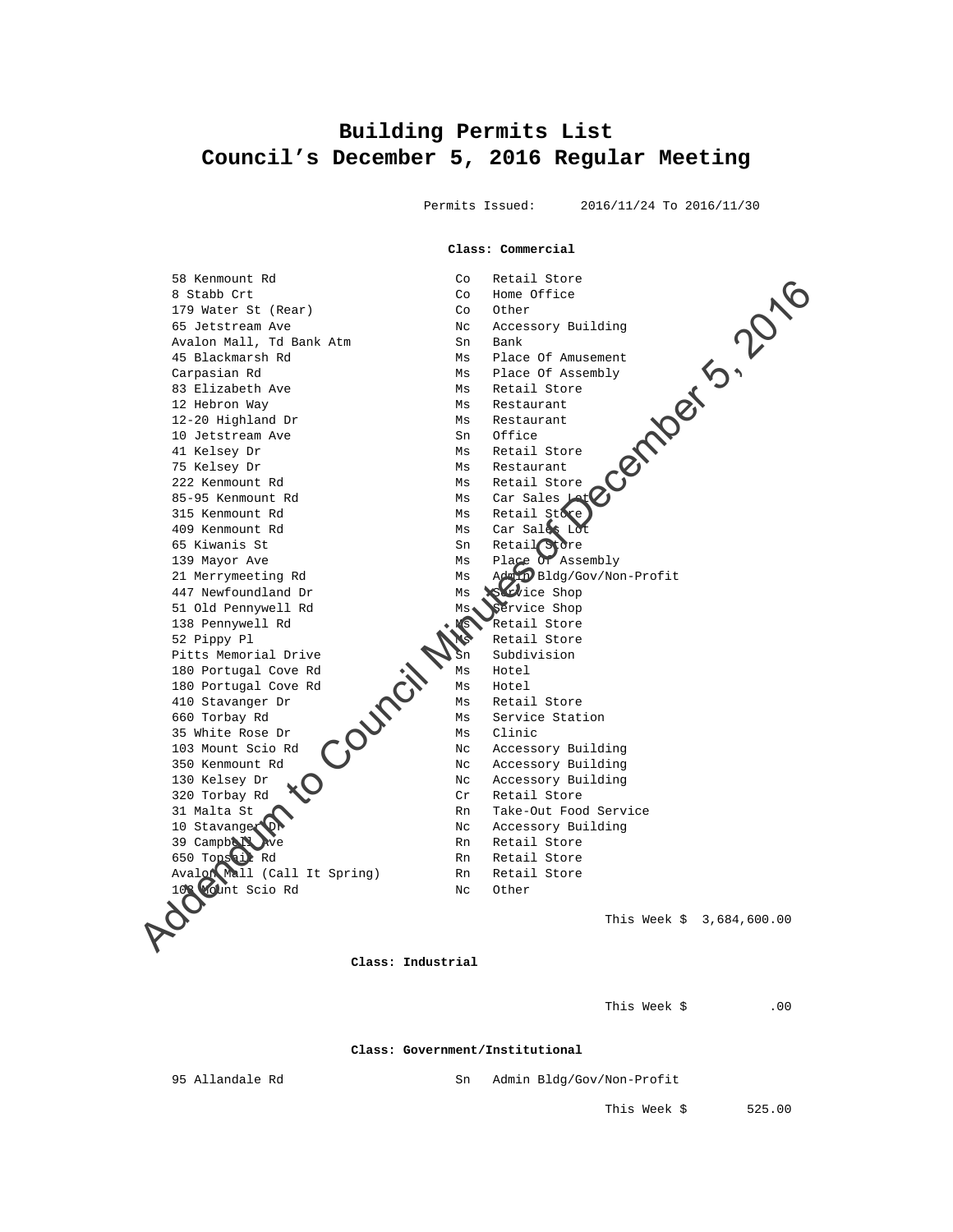# Building Permits List
# Council's December 5, 2016 Regular Meeting

Permits Issued: 2016/11/24 To 2016/11/30

**Class: Commercial**

| | | |
|---|---|---|
| 58 Kenmount Rd | Co | Retail Store |
| 8 Stabb Crt | Co | Home Office |
| 179 Water St (Rear) | Co | Other |
| 65 Jetstream Ave | Nc | Accessory Building |
| Avalon Mall, Td Bank Atm | Sn | Bank |
| 45 Blackmarsh Rd | Ms | Place Of Amusement |
| Carpasian Rd | Ms | Place Of Assembly |
| 83 Elizabeth Ave | Ms | Retail Store |
| 12 Hebron Way | Ms | Restaurant |
| 12-20 Highland Dr | Ms | Restaurant |
| 10 Jetstream Ave | Sn | Office |
| 41 Kelsey Dr | Ms | Retail Store |
| 75 Kelsey Dr | Ms | Restaurant |
| 222 Kenmount Rd | Ms | Retail Store |
| 85-95 Kenmount Rd | Ms | Car Sales Lot |
| 315 Kenmount Rd | Ms | Retail Store |
| 409 Kenmount Rd | Ms | Car Sales Lot |
| 65 Kiwanis St | Sn | Retail Store |
| 139 Mayor Ave | Ms | Place Of Assembly |
| 21 Merrymeeting Rd | Ms | Admin Bldg/Gov/Non-Profit |
| 447 Newfoundland Dr | Ms | Service Shop |
| 51 Old Pennywell Rd | Ms | Service Shop |
| 138 Pennywell Rd | Ms | Retail Store |
| 52 Pippy Pl | Ms | Retail Store |
| Pitts Memorial Drive | Sn | Subdivision |
| 180 Portugal Cove Rd | Ms | Hotel |
| 180 Portugal Cove Rd | Ms | Hotel |
| 410 Stavanger Dr | Ms | Retail Store |
| 660 Torbay Rd | Ms | Service Station |
| 35 White Rose Dr | Ms | Clinic |
| 103 Mount Scio Rd | Nc | Accessory Building |
| 350 Kenmount Rd | Nc | Accessory Building |
| 130 Kelsey Dr | Nc | Accessory Building |
| 320 Torbay Rd | Cr | Retail Store |
| 31 Malta St | Rn | Take-Out Food Service |
| 10 Stavanger Dr | Nc | Accessory Building |
| 39 Campbell Ave | Rn | Retail Store |
| 650 Topsail Rd | Rn | Retail Store |
| Avalon Mall (Call It Spring) | Rn | Retail Store |
| 103 Mount Scio Rd | Nc | Other |

This Week $ 3,684,600.00

**Class: Industrial**

This Week $ .00

**Class: Government/Institutional**

| | | |
|---|---|---|
| 95 Allandale Rd | Sn | Admin Bldg/Gov/Non-Profit |

This Week $ 525.00

Addendum to Council Minutes of December 5, 2016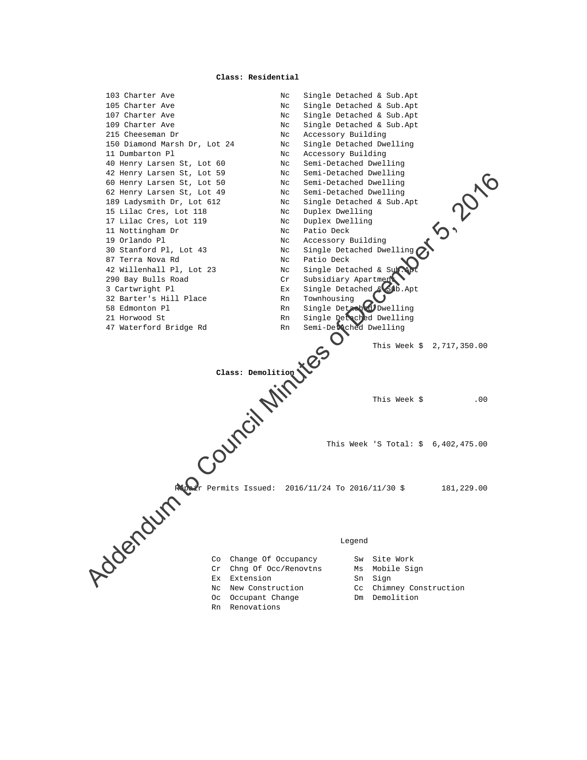**Class: Residential**

| | | |
|---|---|---|
| 103 Charter Ave | Nc | Single Detached & Sub.Apt |
| 105 Charter Ave | Nc | Single Detached & Sub.Apt |
| 107 Charter Ave | Nc | Single Detached & Sub.Apt |
| 109 Charter Ave | Nc | Single Detached & Sub.Apt |
| 215 Cheeseman Dr | Nc | Accessory Building |
| 150 Diamond Marsh Dr, Lot 24 | Nc | Single Detached Dwelling |
| 11 Dumbarton Pl | Nc | Accessory Building |
| 40 Henry Larsen St, Lot 60 | Nc | Semi-Detached Dwelling |
| 42 Henry Larsen St, Lot 59 | Nc | Semi-Detached Dwelling |
| 60 Henry Larsen St, Lot 50 | Nc | Semi-Detached Dwelling |
| 62 Henry Larsen St, Lot 49 | Nc | Semi-Detached Dwelling |
| 189 Ladysmith Dr, Lot 612 | Nc | Single Detached & Sub.Apt |
| 15 Lilac Cres, Lot 118 | Nc | Duplex Dwelling |
| 17 Lilac Cres, Lot 119 | Nc | Duplex Dwelling |
| 11 Nottingham Dr | Nc | Patio Deck |
| 19 Orlando Pl | Nc | Accessory Building |
| 30 Stanford Pl, Lot 43 | Nc | Single Detached Dwelling |
| 87 Terra Nova Rd | Nc | Patio Deck |
| 42 Willenhall Pl, Lot 23 | Nc | Single Detached & Sub.Apt |
| 290 Bay Bulls Road | Cr | Subsidiary Apartment |
| 3 Cartwright Pl | Ex | Single Detached & Sub.Apt |
| 32 Barter's Hill Place | Rn | Townhousing |
| 58 Edmonton Pl | Rn | Single Detached Dwelling |
| 21 Horwood St | Rn | Single Detached Dwelling |
| 47 Waterford Bridge Rd | Rn | Semi-Detached Dwelling |

This Week $ 2,717,350.00

**Class: Demolition**

This Week $ .00

This Week 'S Total: $ 6,402,475.00

Repair Permits Issued: 2016/11/24 To 2016/11/30 $ 181,229.00

Legend

| | | | |
|---|---|---|---|
| Co | Change Of Occupancy | Sw | Site Work |
| Cr | Chng Of Occ/Renovtns | Ms | Mobile Sign |
| Ex | Extension | Sn | Sign |
| Nc | New Construction | Cc | Chimney Construction |
| Oc | Occupant Change | Dm | Demolition |
| Rn | Renovations | | |

Addendum to Council Minutes of December 5, 2016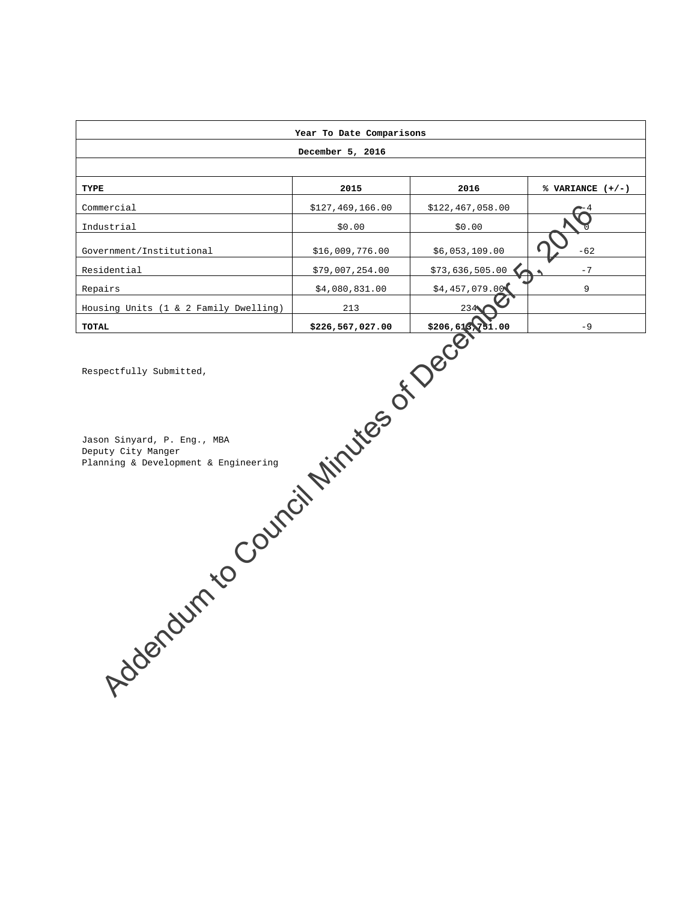| Year To Date Comparisons | | | |
|---|---|---|---|
| December 5, 2016 | | | |
| | | | |
| **TYPE** | **2015** | **2016** | **% VARIANCE (+/-)** |
| Commercial | $127,469,166.00 | $122,467,058.00 | -4 |
| Industrial | $0.00 | $0.00 | 0 |
| Government/Institutional | $16,009,776.00 | $6,053,109.00 | -62 |
| Residential | $79,007,254.00 | $73,636,505.00 | -7 |
| Repairs | $4,080,831.00 | $4,457,079.00 | 9 |
| Housing Units (1 & 2 Family Dwelling) | 213 | 234 | |
| **TOTAL** | **$226,567,027.00** | **$206,613,751.00** | -9 |

Respectfully Submitted,

Jason Sinyard, P. Eng., MBA
Deputy City Manger
Planning & Development & Engineering

Addendum to Council Minutes of December 5, 2016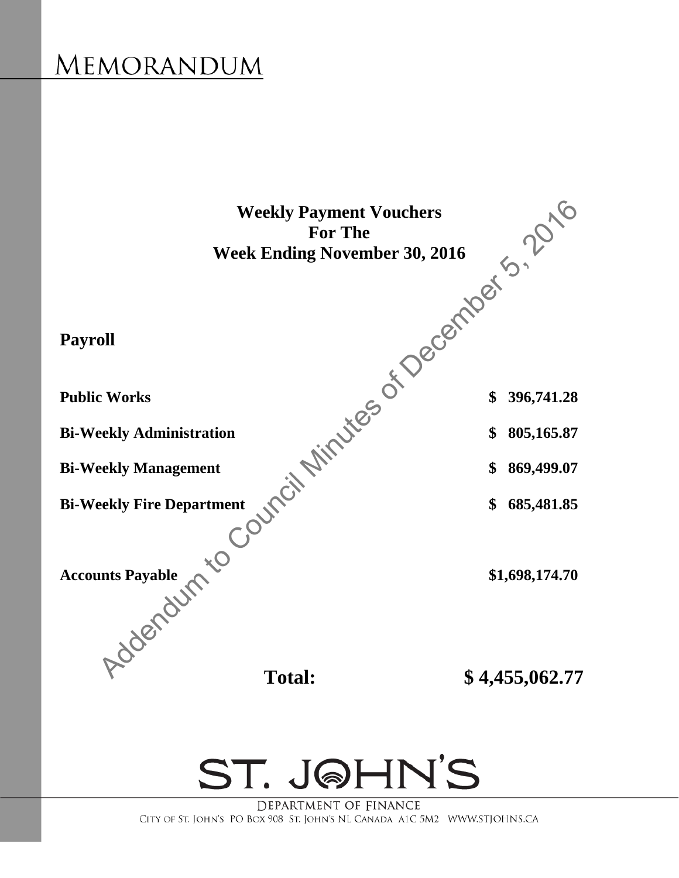# MEMORANDUM

**Weekly Payment Vouchers**
**For The**
**Week Ending November 30, 2016**

Addendum to Council Minutes of December 5, 2016

## Payroll

| | |
|---|---|
| **Public Works** | **$ 396,741.28** |
| **Bi-Weekly Administration** | **$ 805,165.87** |
| **Bi-Weekly Management** | **$ 869,499.07** |
| **Bi-Weekly Fire Department** | **$ 685,481.85** |
| **Accounts Payable** | **$1,698,174.70** |
| **Total:** | **$ 4,455,062.77** |

ST. JOHN'S

DEPARTMENT OF FINANCE

CITY OF ST. JOHN'S PO BOX 908 ST. JOHN'S NL CANADA A1C 5M2 WWW.STJOHNS.CA